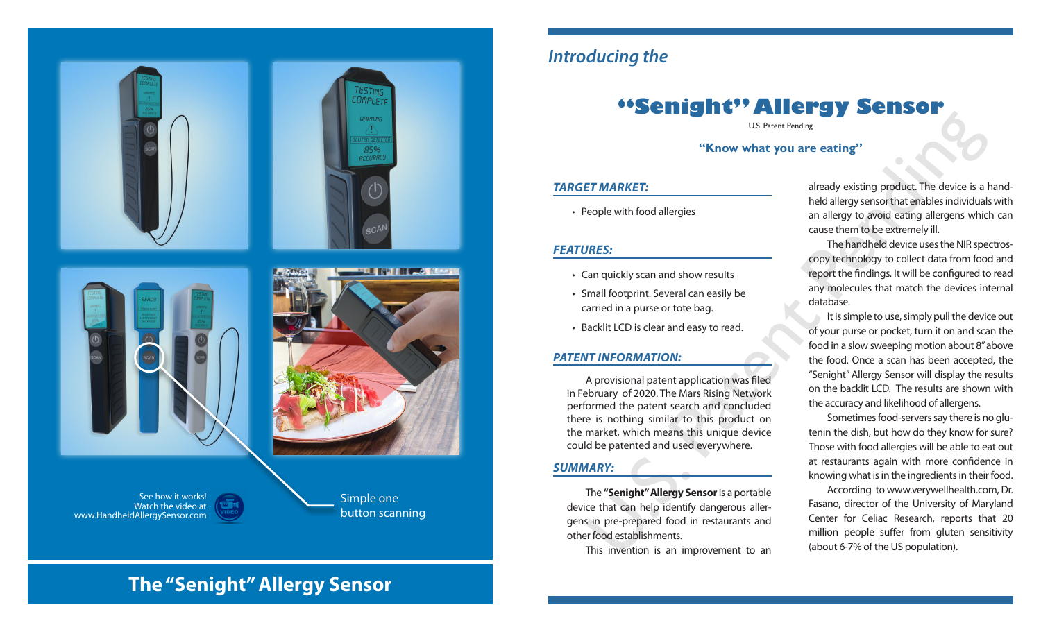See how it works!
Watch the video at
www.HandheldAllergySensor.com

Simple one button scanning

# The "Senight" Allergy Sensor

*Introducing the*

# "Senight" Allergy Sensor

U.S. Patent Pending

**"Know what you are eating"**

### *TARGET MARKET:*

- People with food allergies

### *FEATURES:*

- Can quickly scan and show results
- Small footprint. Several can easily be carried in a purse or tote bag.
- Backlit LCD is clear and easy to read.

### *PATENT INFORMATION:*

A provisional patent application was filed in February of 2020. The Mars Rising Network performed the patent search and concluded there is nothing similar to this product on the market, which means this unique device could be patented and used everywhere.

### *SUMMARY:*

The **"Senight" Allergy Sensor** is a portable device that can help identify dangerous allergens in pre-prepared food in restaurants and other food establishments.

This invention is an improvement to an already existing product. The device is a handheld allergy sensor that enables individuals with an allergy to avoid eating allergens which can cause them to be extremely ill.

The handheld device uses the NIR spectroscopy technology to collect data from food and report the findings. It will be configured to read any molecules that match the devices internal database.

It is simple to use, simply pull the device out of your purse or pocket, turn it on and scan the food in a slow sweeping motion about 8" above the food. Once a scan has been accepted, the "Senight" Allergy Sensor will display the results on the backlit LCD. The results are shown with the accuracy and likelihood of allergens.

Sometimes food-servers say there is no glutenin the dish, but how do they know for sure? Those with food allergies will be able to eat out at restaurants again with more confidence in knowing what is in the ingredients in their food.

According to www.verywellhealth.com, Dr. Fasano, director of the University of Maryland Center for Celiac Research, reports that 20 million people suffer from gluten sensitivity (about 6-7% of the US population).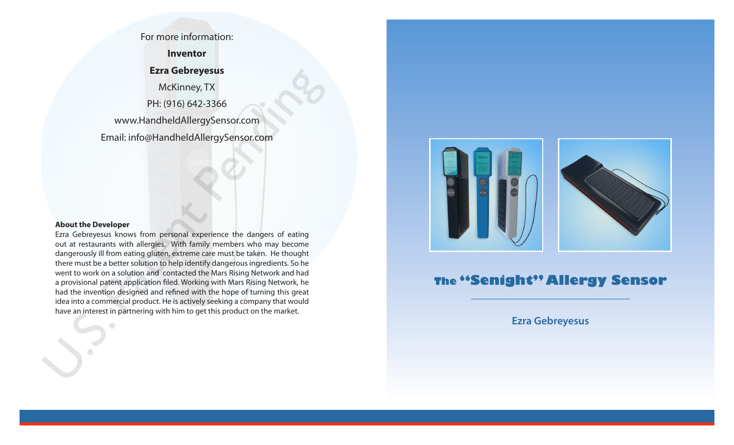For more information:

**Inventor**

**Ezra Gebreyesus**

McKinney, TX

PH: (916) 642-3366

www.HandheldAllergySensor.com

Email: info@HandheldAllergySensor.com

U.S. Patent Pending

**About the Developer**

Ezra Gebreyesus knows from personal experience the dangers of eating out at restaurants with allergies. With family members who may become dangerously ill from eating gluten, extreme care must be taken. He thought there must be a better solution to help identify dangerous ingredients. So he went to work on a solution and contacted the Mars Rising Network and had a provisional patent application filed. Working with Mars Rising Network, he had the invention designed and refined with the hope of turning this great idea into a commercial product. He is actively seeking a company that would have an interest in partnering with him to get this product on the market.

# The "Senight" Allergy Sensor

**Ezra Gebreyesus**